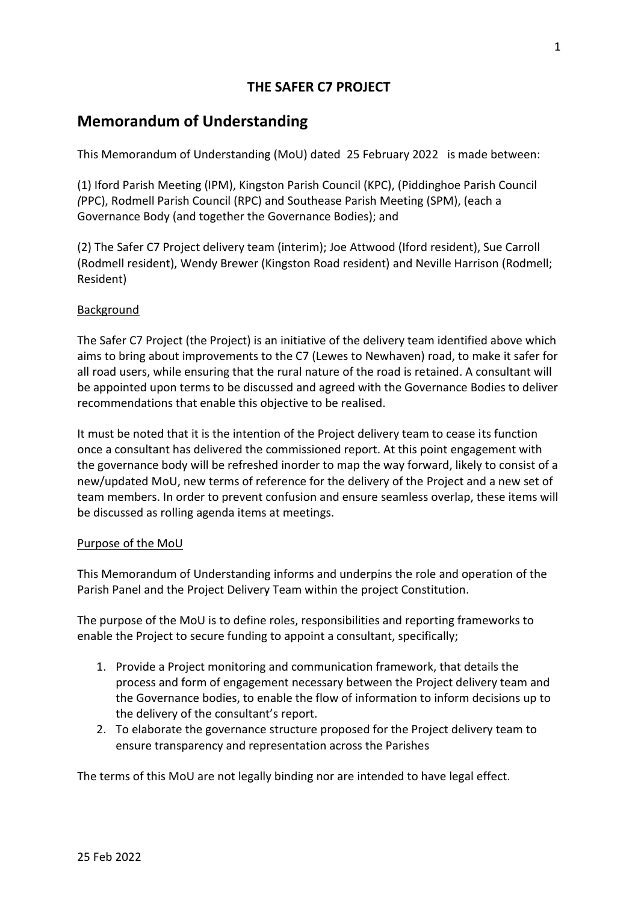# THE SAFER C7 PROJECT

## Memorandum of Understanding

This Memorandum of Understanding (MoU) dated 25 February 2022 is made between:

(1) Iford Parish Meeting (IPM), Kingston Parish Council (KPC), (Piddinghoe Parish Council *(*PPC), Rodmell Parish Council (RPC) and Southease Parish Meeting (SPM), (each a Governance Body (and together the Governance Bodies); and

(2) The Safer C7 Project delivery team (interim); Joe Attwood (Iford resident), Sue Carroll (Rodmell resident), Wendy Brewer (Kingston Road resident) and Neville Harrison (Rodmell; Resident)

Background

The Safer C7 Project (the Project) is an initiative of the delivery team identified above which aims to bring about improvements to the C7 (Lewes to Newhaven) road, to make it safer for all road users, while ensuring that the rural nature of the road is retained. A consultant will be appointed upon terms to be discussed and agreed with the Governance Bodies to deliver recommendations that enable this objective to be realised.

It must be noted that it is the intention of the Project delivery team to cease its function once a consultant has delivered the commissioned report. At this point engagement with the governance body will be refreshed inorder to map the way forward, likely to consist of a new/updated MoU, new terms of reference for the delivery of the Project and a new set of team members. In order to prevent confusion and ensure seamless overlap, these items will be discussed as rolling agenda items at meetings.

Purpose of the MoU

This Memorandum of Understanding informs and underpins the role and operation of the Parish Panel and the Project Delivery Team within the project Constitution.

The purpose of the MoU is to define roles, responsibilities and reporting frameworks to enable the Project to secure funding to appoint a consultant, specifically;

1. Provide a Project monitoring and communication framework, that details the process and form of engagement necessary between the Project delivery team and the Governance bodies, to enable the flow of information to inform decisions up to the delivery of the consultant's report.
2. To elaborate the governance structure proposed for the Project delivery team to ensure transparency and representation across the Parishes

The terms of this MoU are not legally binding nor are intended to have legal effect.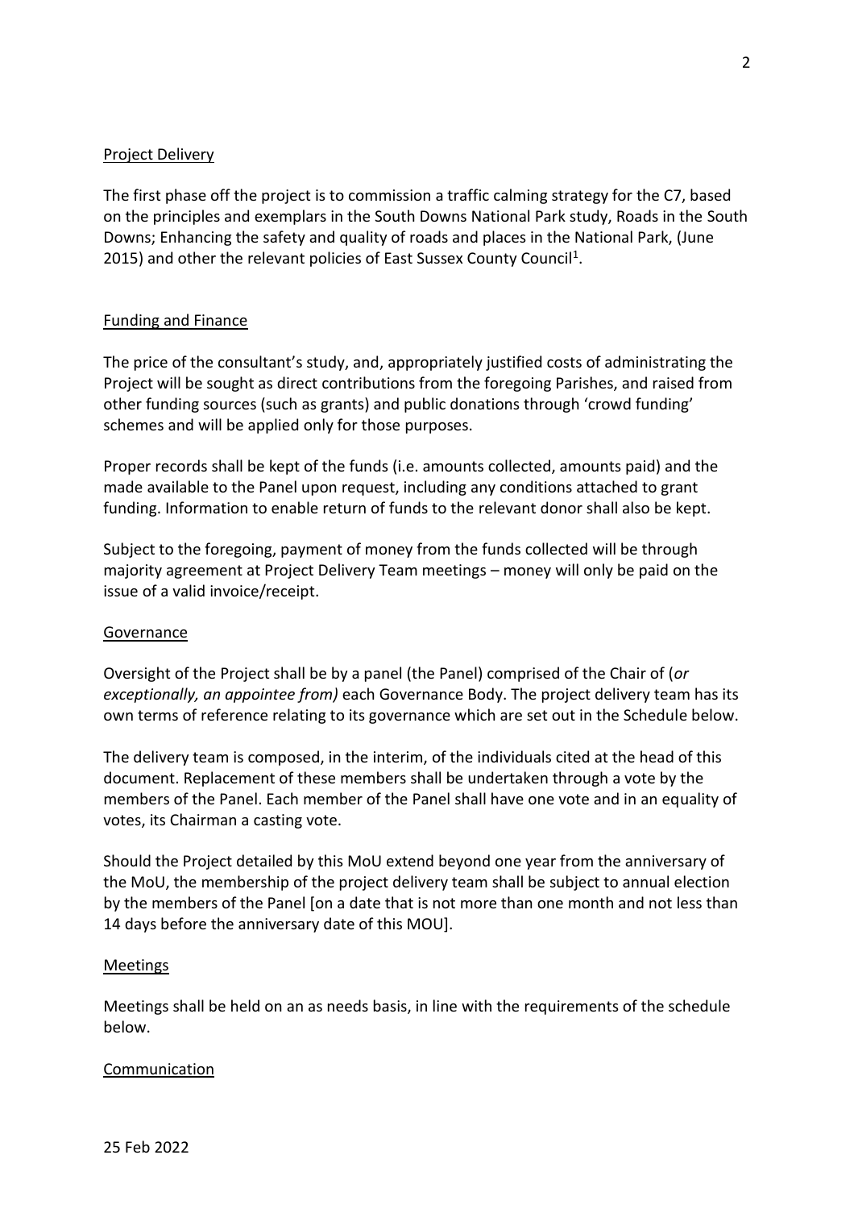## Project Delivery

The first phase off the project is to commission a traffic calming strategy for the C7, based on the principles and exemplars in the South Downs National Park study, Roads in the South Downs; Enhancing the safety and quality of roads and places in the National Park, (June 2015) and other the relevant policies of East Sussex County Council[1].

## Funding and Finance

The price of the consultant's study, and, appropriately justified costs of administrating the Project will be sought as direct contributions from the foregoing Parishes, and raised from other funding sources (such as grants) and public donations through 'crowd funding' schemes and will be applied only for those purposes.

Proper records shall be kept of the funds (i.e. amounts collected, amounts paid) and the made available to the Panel upon request, including any conditions attached to grant funding. Information to enable return of funds to the relevant donor shall also be kept.

Subject to the foregoing, payment of money from the funds collected will be through majority agreement at Project Delivery Team meetings – money will only be paid on the issue of a valid invoice/receipt.

## Governance

Oversight of the Project shall be by a panel (the Panel) comprised of the Chair of (*or exceptionally, an appointee from)* each Governance Body. The project delivery team has its own terms of reference relating to its governance which are set out in the Schedule below.

The delivery team is composed, in the interim, of the individuals cited at the head of this document. Replacement of these members shall be undertaken through a vote by the members of the Panel. Each member of the Panel shall have one vote and in an equality of votes, its Chairman a casting vote.

Should the Project detailed by this MoU extend beyond one year from the anniversary of the MoU, the membership of the project delivery team shall be subject to annual election by the members of the Panel [on a date that is not more than one month and not less than 14 days before the anniversary date of this MOU].

## Meetings

Meetings shall be held on an as needs basis, in line with the requirements of the schedule below.

## Communication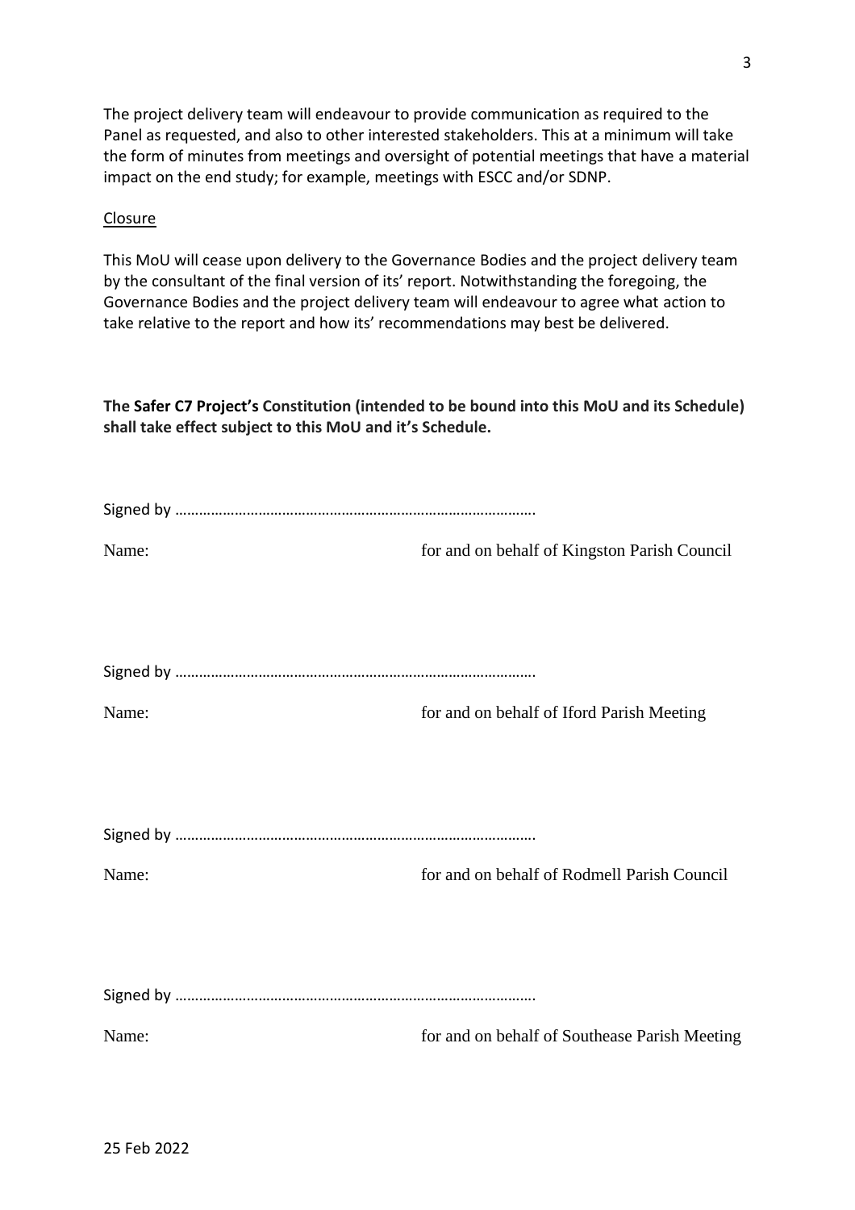The project delivery team will endeavour to provide communication as required to the Panel as requested, and also to other interested stakeholders. This at a minimum will take the form of minutes from meetings and oversight of potential meetings that have a material impact on the end study; for example, meetings with ESCC and/or SDNP.

<u>Closure</u>

This MoU will cease upon delivery to the Governance Bodies and the project delivery team by the consultant of the final version of its' report. Notwithstanding the foregoing, the Governance Bodies and the project delivery team will endeavour to agree what action to take relative to the report and how its' recommendations may best be delivered.

**The Safer C7 Project's Constitution (intended to be bound into this MoU and its Schedule) shall take effect subject to this MoU and it's Schedule.**

Signed by ………………………………………………………………………………

Name: for and on behalf of Kingston Parish Council

Signed by ………………………………………………………………………………

Name: for and on behalf of Iford Parish Meeting

Signed by ………………………………………………………………………………

Name: for and on behalf of Rodmell Parish Council

Signed by ………………………………………………………………………………

Name: for and on behalf of Southease Parish Meeting

25 Feb 2022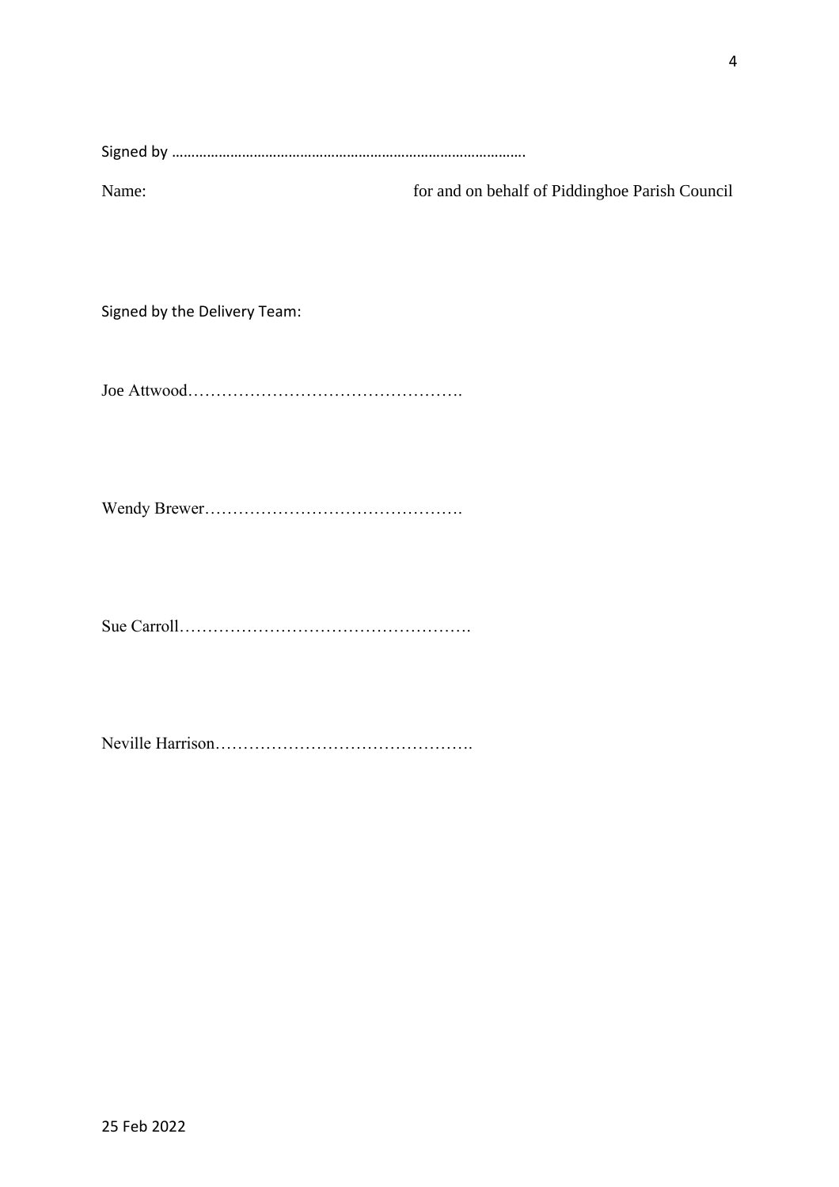Signed by ………………………………………………………………………………

Name: for and on behalf of Piddinghoe Parish Council

Signed by the Delivery Team:

Joe Attwood………………………………………….

Wendy Brewer……………………………………….

Sue Carroll…………………………………………….

Neville Harrison……………………………………….

25 Feb 2022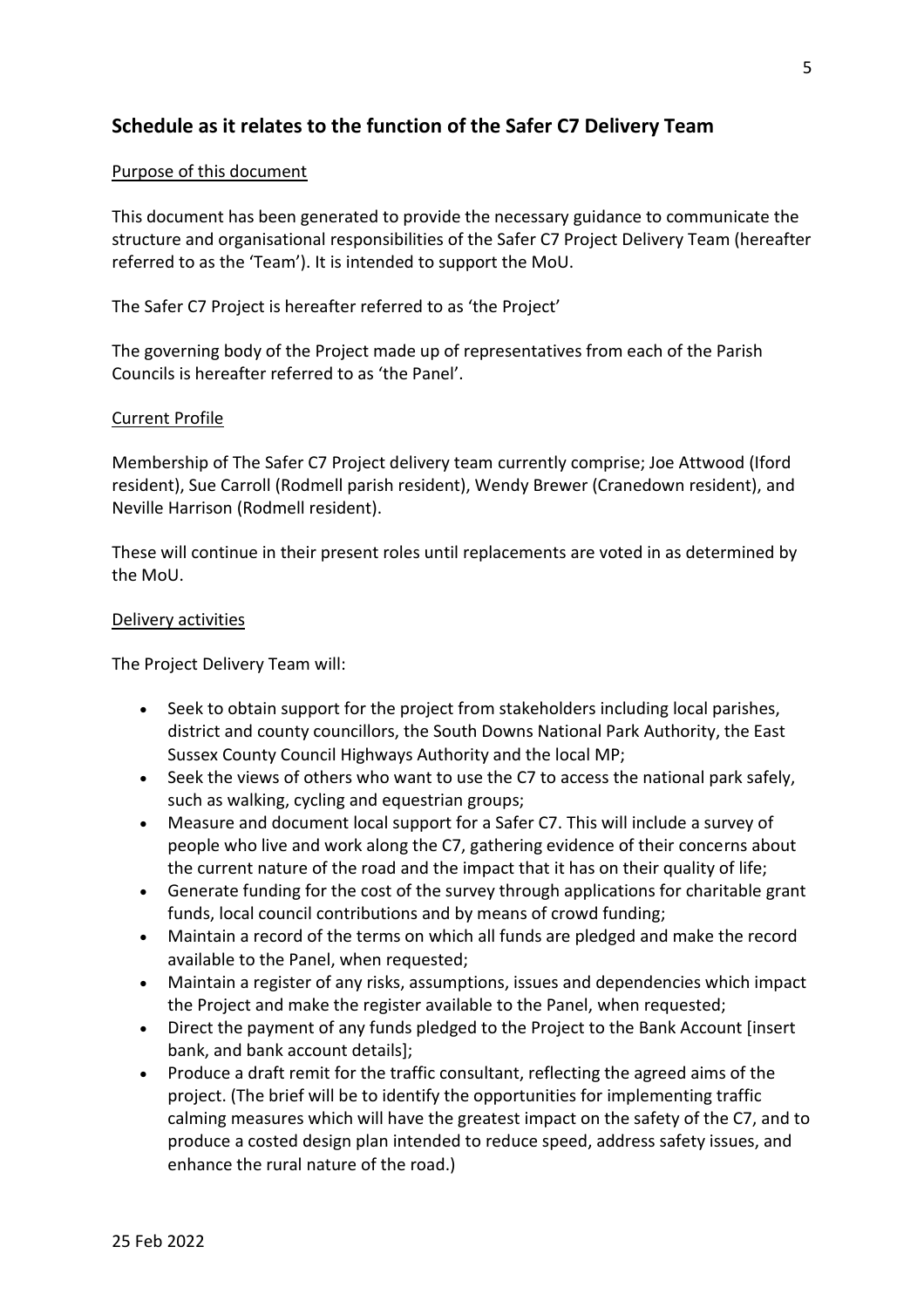## Schedule as it relates to the function of the Safer C7 Delivery Team

Purpose of this document

This document has been generated to provide the necessary guidance to communicate the structure and organisational responsibilities of the Safer C7 Project Delivery Team (hereafter referred to as the 'Team'). It is intended to support the MoU.

The Safer C7 Project is hereafter referred to as 'the Project'

The governing body of the Project made up of representatives from each of the Parish Councils is hereafter referred to as 'the Panel'.

Current Profile

Membership of The Safer C7 Project delivery team currently comprise; Joe Attwood (Iford resident), Sue Carroll (Rodmell parish resident), Wendy Brewer (Cranedown resident), and Neville Harrison (Rodmell resident).

These will continue in their present roles until replacements are voted in as determined by the MoU.

Delivery activities

The Project Delivery Team will:

- Seek to obtain support for the project from stakeholders including local parishes, district and county councillors, the South Downs National Park Authority, the East Sussex County Council Highways Authority and the local MP;
- Seek the views of others who want to use the C7 to access the national park safely, such as walking, cycling and equestrian groups;
- Measure and document local support for a Safer C7. This will include a survey of people who live and work along the C7, gathering evidence of their concerns about the current nature of the road and the impact that it has on their quality of life;
- Generate funding for the cost of the survey through applications for charitable grant funds, local council contributions and by means of crowd funding;
- Maintain a record of the terms on which all funds are pledged and make the record available to the Panel, when requested;
- Maintain a register of any risks, assumptions, issues and dependencies which impact the Project and make the register available to the Panel, when requested;
- Direct the payment of any funds pledged to the Project to the Bank Account [insert bank, and bank account details];
- Produce a draft remit for the traffic consultant, reflecting the agreed aims of the project. (The brief will be to identify the opportunities for implementing traffic calming measures which will have the greatest impact on the safety of the C7, and to produce a costed design plan intended to reduce speed, address safety issues, and enhance the rural nature of the road.)

25 Feb 2022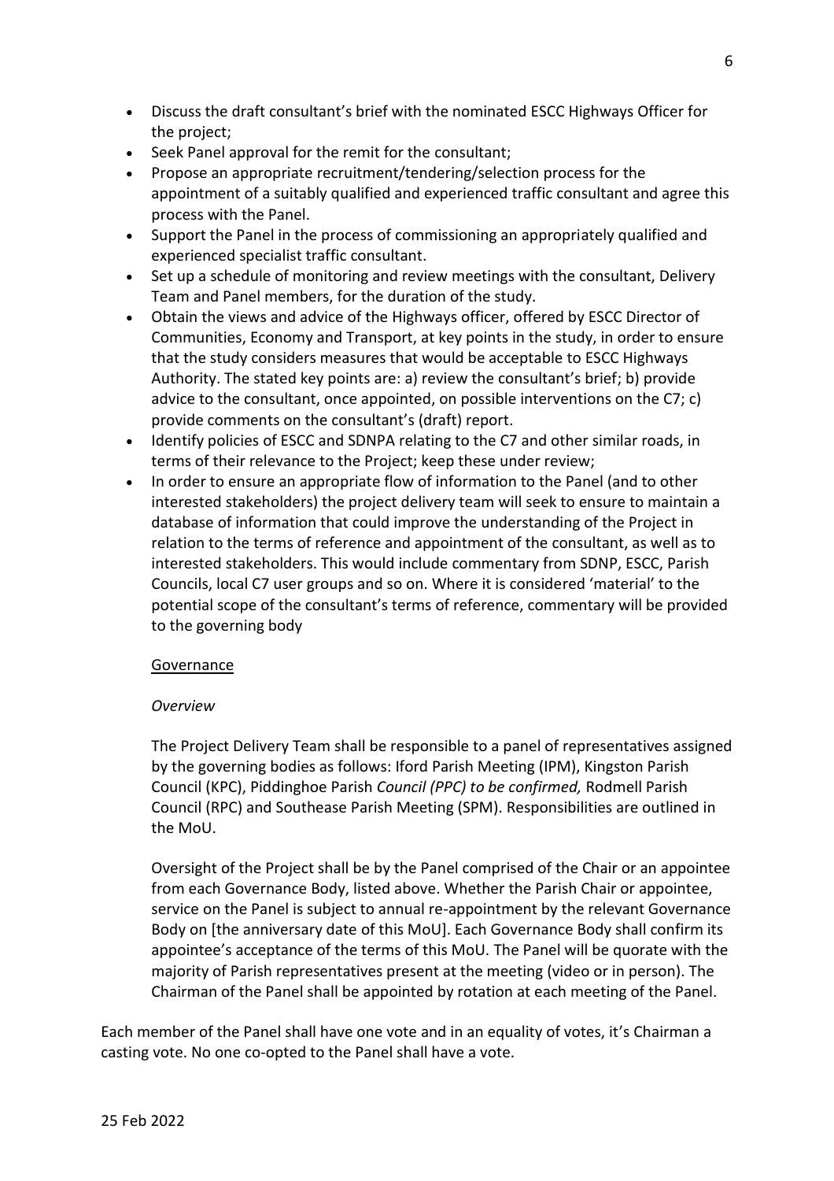- Discuss the draft consultant's brief with the nominated ESCC Highways Officer for the project;
- Seek Panel approval for the remit for the consultant;
- Propose an appropriate recruitment/tendering/selection process for the appointment of a suitably qualified and experienced traffic consultant and agree this process with the Panel.
- Support the Panel in the process of commissioning an appropriately qualified and experienced specialist traffic consultant.
- Set up a schedule of monitoring and review meetings with the consultant, Delivery Team and Panel members, for the duration of the study.
- Obtain the views and advice of the Highways officer, offered by ESCC Director of Communities, Economy and Transport, at key points in the study, in order to ensure that the study considers measures that would be acceptable to ESCC Highways Authority. The stated key points are: a) review the consultant's brief; b) provide advice to the consultant, once appointed, on possible interventions on the C7; c) provide comments on the consultant's (draft) report.
- Identify policies of ESCC and SDNPA relating to the C7 and other similar roads, in terms of their relevance to the Project; keep these under review;
- In order to ensure an appropriate flow of information to the Panel (and to other interested stakeholders) the project delivery team will seek to ensure to maintain a database of information that could improve the understanding of the Project in relation to the terms of reference and appointment of the consultant, as well as to interested stakeholders. This would include commentary from SDNP, ESCC, Parish Councils, local C7 user groups and so on. Where it is considered 'material' to the potential scope of the consultant's terms of reference, commentary will be provided to the governing body

<u>Governance</u>

*Overview*

The Project Delivery Team shall be responsible to a panel of representatives assigned by the governing bodies as follows: Iford Parish Meeting (IPM), Kingston Parish Council (KPC), Piddinghoe Parish *Council (PPC) to be confirmed,* Rodmell Parish Council (RPC) and Southease Parish Meeting (SPM). Responsibilities are outlined in the MoU.

Oversight of the Project shall be by the Panel comprised of the Chair or an appointee from each Governance Body, listed above. Whether the Parish Chair or appointee, service on the Panel is subject to annual re-appointment by the relevant Governance Body on [the anniversary date of this MoU]. Each Governance Body shall confirm its appointee's acceptance of the terms of this MoU. The Panel will be quorate with the majority of Parish representatives present at the meeting (video or in person). The Chairman of the Panel shall be appointed by rotation at each meeting of the Panel.

Each member of the Panel shall have one vote and in an equality of votes, it's Chairman a casting vote. No one co-opted to the Panel shall have a vote.

25 Feb 2022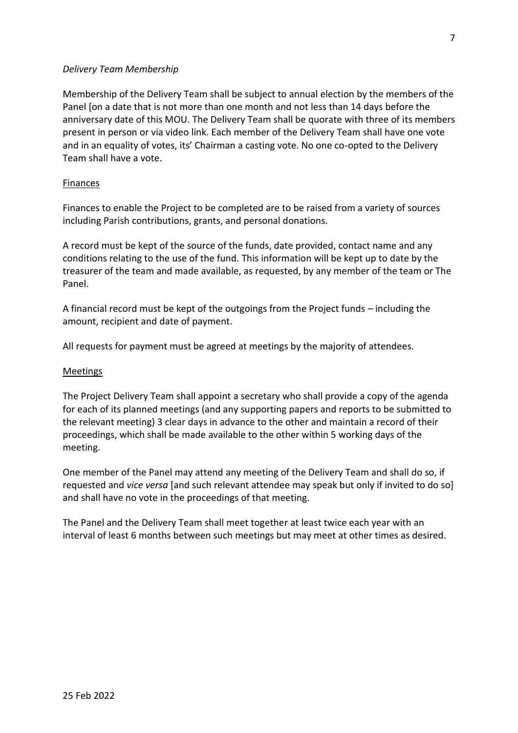*Delivery Team Membership*

Membership of the Delivery Team shall be subject to annual election by the members of the Panel [on a date that is not more than one month and not less than 14 days before the anniversary date of this MOU. The Delivery Team shall be quorate with three of its members present in person or via video link. Each member of the Delivery Team shall have one vote and in an equality of votes, its' Chairman a casting vote. No one co-opted to the Delivery Team shall have a vote.

## Finances

Finances to enable the Project to be completed are to be raised from a variety of sources including Parish contributions, grants, and personal donations.

A record must be kept of the source of the funds, date provided, contact name and any conditions relating to the use of the fund. This information will be kept up to date by the treasurer of the team and made available, as requested, by any member of the team or The Panel.

A financial record must be kept of the outgoings from the Project funds – including the amount, recipient and date of payment.

All requests for payment must be agreed at meetings by the majority of attendees.

## Meetings

The Project Delivery Team shall appoint a secretary who shall provide a copy of the agenda for each of its planned meetings (and any supporting papers and reports to be submitted to the relevant meeting) 3 clear days in advance to the other and maintain a record of their proceedings, which shall be made available to the other within 5 working days of the meeting.

One member of the Panel may attend any meeting of the Delivery Team and shall do so, if requested and *vice versa* [and such relevant attendee may speak but only if invited to do so] and shall have no vote in the proceedings of that meeting.

The Panel and the Delivery Team shall meet together at least twice each year with an interval of least 6 months between such meetings but may meet at other times as desired.